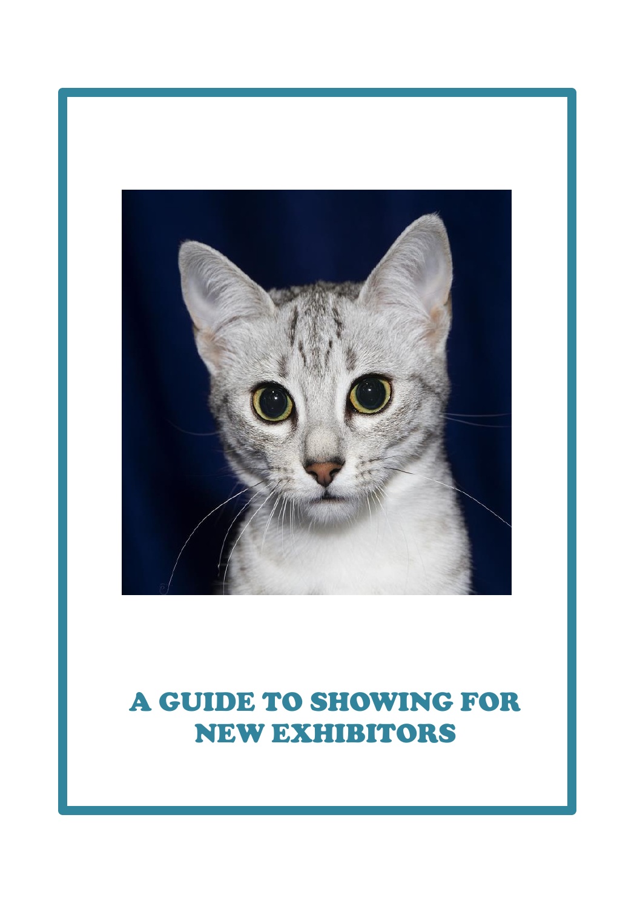# A GUIDE TO SHOWING FOR NEW EXHIBITORS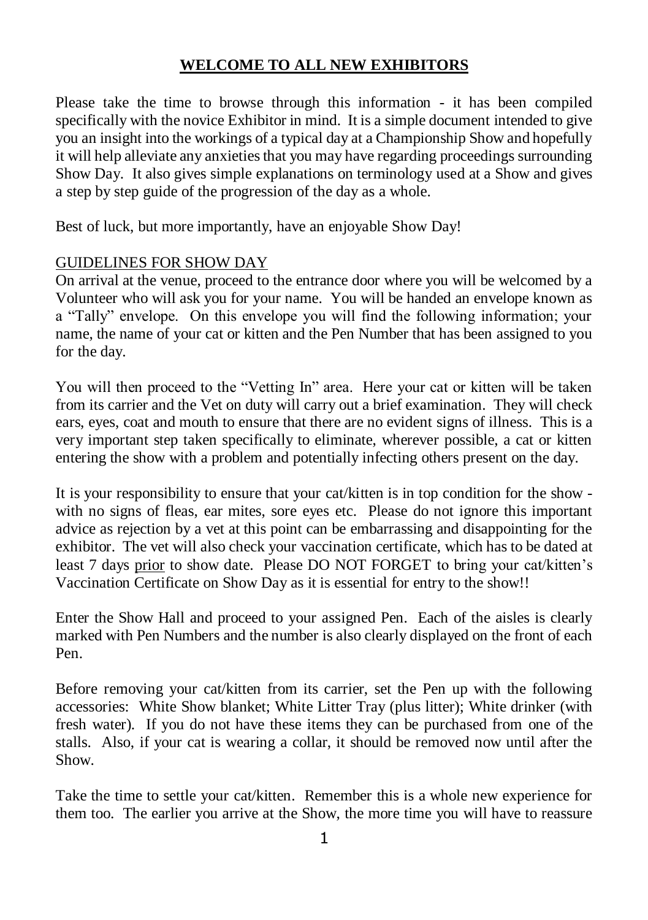## **WELCOME TO ALL NEW EXHIBITORS**

Please take the time to browse through this information - it has been compiled specifically with the novice Exhibitor in mind. It is a simple document intended to give you an insight into the workings of a typical day at a Championship Show and hopefully it will help alleviate any anxieties that you may have regarding proceedings surrounding Show Day. It also gives simple explanations on terminology used at a Show and gives a step by step guide of the progression of the day as a whole.

Best of luck, but more importantly, have an enjoyable Show Day!

### GUIDELINES FOR SHOW DAY

On arrival at the venue, proceed to the entrance door where you will be welcomed by a Volunteer who will ask you for your name. You will be handed an envelope known as a "Tally" envelope. On this envelope you will find the following information; your name, the name of your cat or kitten and the Pen Number that has been assigned to you for the day.

You will then proceed to the "Vetting In" area. Here your cat or kitten will be taken from its carrier and the Vet on duty will carry out a brief examination. They will check ears, eyes, coat and mouth to ensure that there are no evident signs of illness. This is a very important step taken specifically to eliminate, wherever possible, a cat or kitten entering the show with a problem and potentially infecting others present on the day.

It is your responsibility to ensure that your cat/kitten is in top condition for the show - with no signs of fleas, ear mites, sore eyes etc. Please do not ignore this important advice as rejection by a vet at this point can be embarrassing and disappointing for the exhibitor. The vet will also check your vaccination certificate, which has to be dated at least 7 days prior to show date. Please DO NOT FORGET to bring your cat/kitten's Vaccination Certificate on Show Day as it is essential for entry to the show!!

Enter the Show Hall and proceed to your assigned Pen. Each of the aisles is clearly marked with Pen Numbers and the number is also clearly displayed on the front of each Pen.

Before removing your cat/kitten from its carrier, set the Pen up with the following accessories: White Show blanket; White Litter Tray (plus litter); White drinker (with fresh water). If you do not have these items they can be purchased from one of the stalls. Also, if your cat is wearing a collar, it should be removed now until after the Show.

Take the time to settle your cat/kitten. Remember this is a whole new experience for them too. The earlier you arrive at the Show, the more time you will have to reassure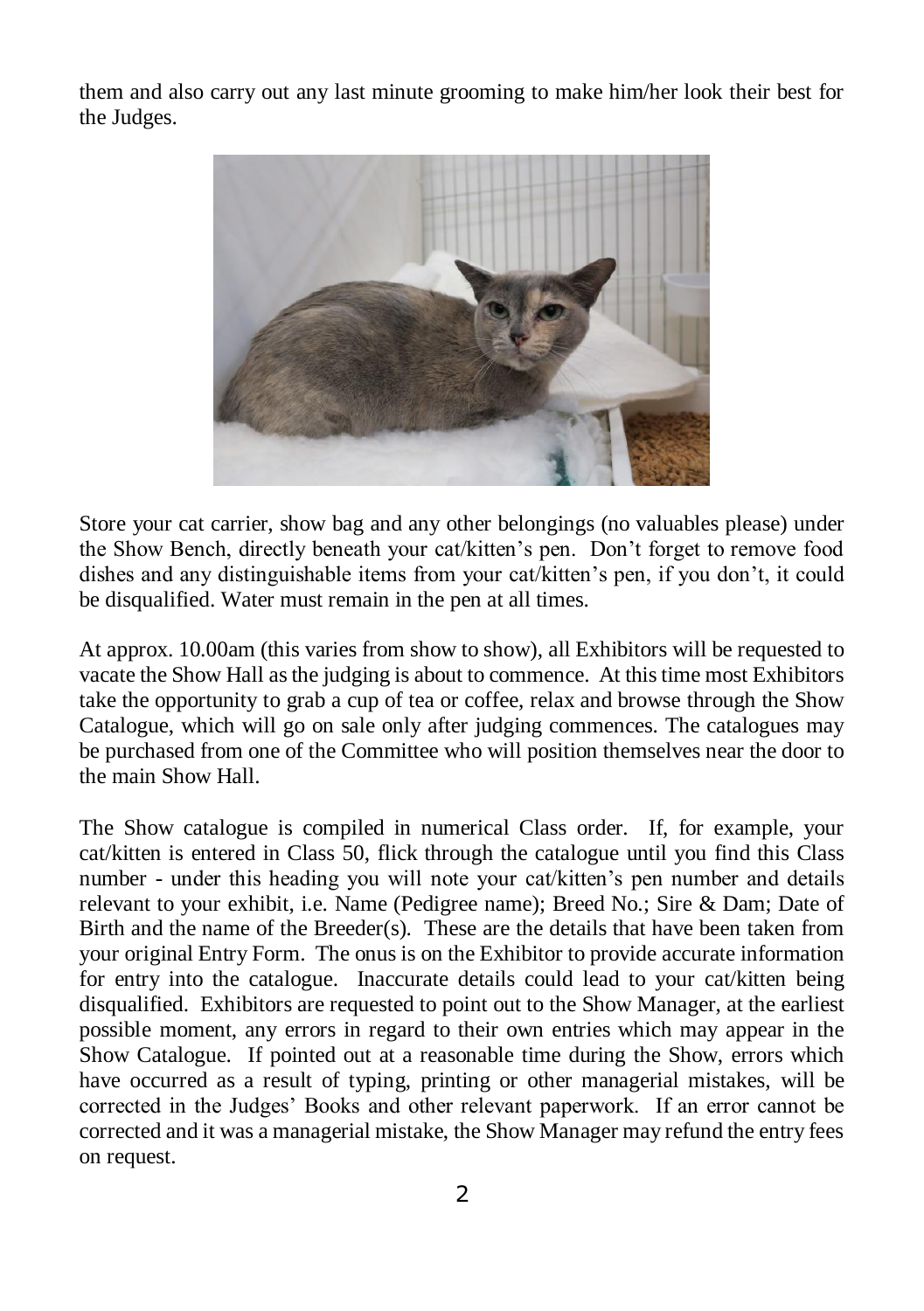them and also carry out any last minute grooming to make him/her look their best for the Judges.

Store your cat carrier, show bag and any other belongings (no valuables please) under the Show Bench, directly beneath your cat/kitten's pen. Don't forget to remove food dishes and any distinguishable items from your cat/kitten's pen, if you don't, it could be disqualified. Water must remain in the pen at all times.

At approx. 10.00am (this varies from show to show), all Exhibitors will be requested to vacate the Show Hall as the judging is about to commence. At this time most Exhibitors take the opportunity to grab a cup of tea or coffee, relax and browse through the Show Catalogue, which will go on sale only after judging commences. The catalogues may be purchased from one of the Committee who will position themselves near the door to the main Show Hall.

The Show catalogue is compiled in numerical Class order. If, for example, your cat/kitten is entered in Class 50, flick through the catalogue until you find this Class number - under this heading you will note your cat/kitten's pen number and details relevant to your exhibit, i.e. Name (Pedigree name); Breed No.; Sire & Dam; Date of Birth and the name of the Breeder(s). These are the details that have been taken from your original Entry Form. The onus is on the Exhibitor to provide accurate information for entry into the catalogue. Inaccurate details could lead to your cat/kitten being disqualified. Exhibitors are requested to point out to the Show Manager, at the earliest possible moment, any errors in regard to their own entries which may appear in the Show Catalogue. If pointed out at a reasonable time during the Show, errors which have occurred as a result of typing, printing or other managerial mistakes, will be corrected in the Judges' Books and other relevant paperwork. If an error cannot be corrected and it was a managerial mistake, the Show Manager may refund the entry fees on request.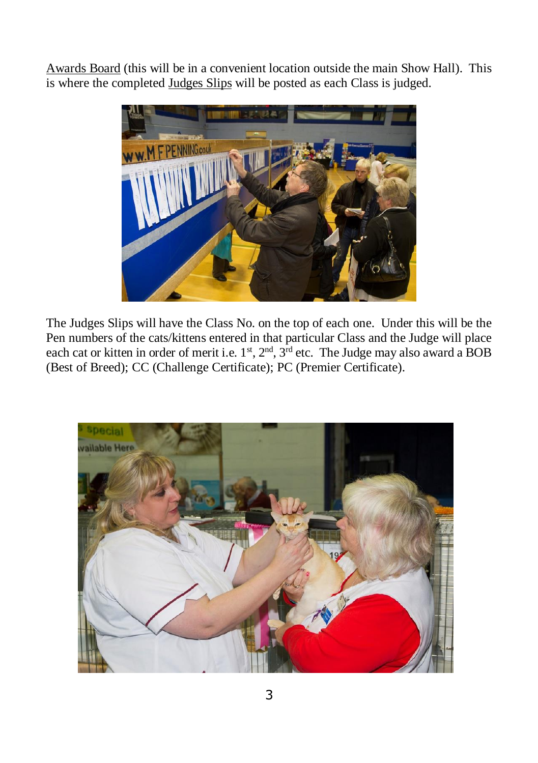Awards Board (this will be in a convenient location outside the main Show Hall). This is where the completed Judges Slips will be posted as each Class is judged.

The Judges Slips will have the Class No. on the top of each one. Under this will be the Pen numbers of the cats/kittens entered in that particular Class and the Judge will place each cat or kitten in order of merit i.e. 1st, 2nd, 3rd etc. The Judge may also award a BOB (Best of Breed); CC (Challenge Certificate); PC (Premier Certificate).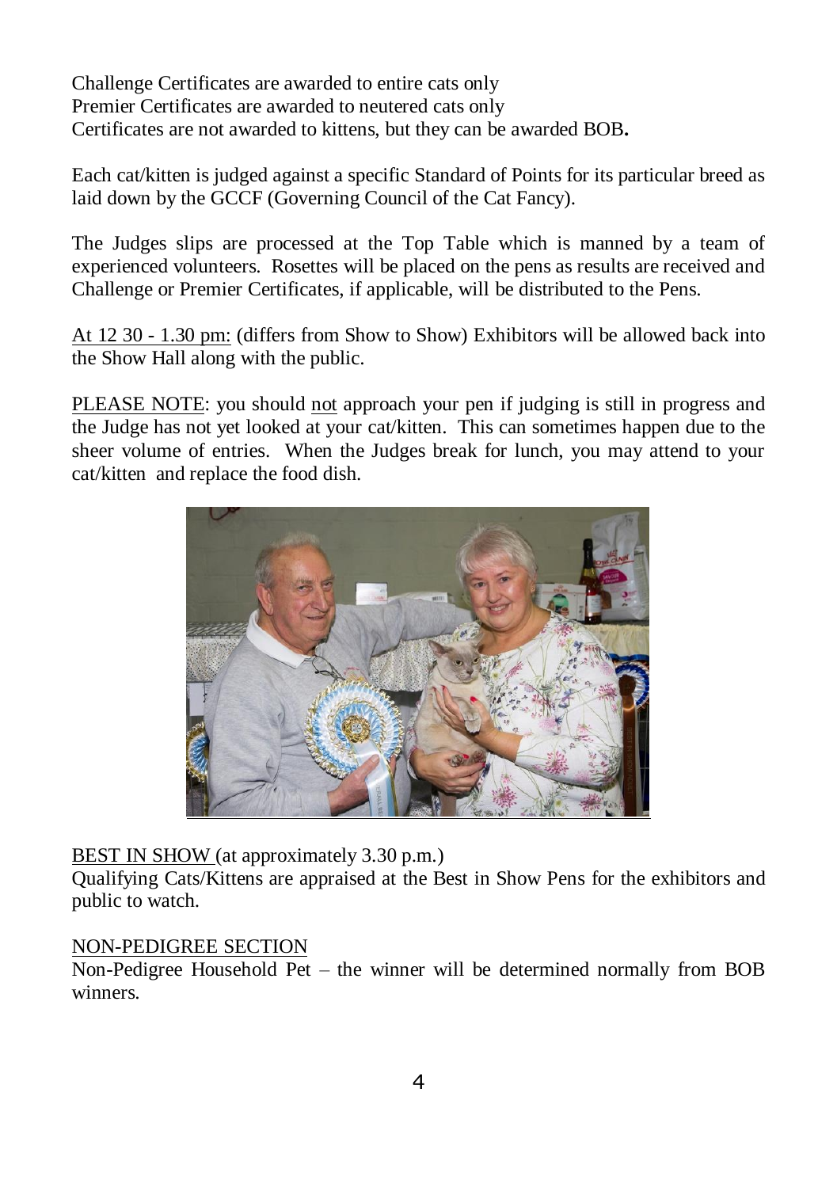Challenge Certificates are awarded to entire cats only
Premier Certificates are awarded to neutered cats only
Certificates are not awarded to kittens, but they can be awarded BOB**.**

Each cat/kitten is judged against a specific Standard of Points for its particular breed as laid down by the GCCF (Governing Council of the Cat Fancy).

The Judges slips are processed at the Top Table which is manned by a team of experienced volunteers. Rosettes will be placed on the pens as results are received and Challenge or Premier Certificates, if applicable, will be distributed to the Pens.

At 12 30 - 1.30 pm: (differs from Show to Show) Exhibitors will be allowed back into the Show Hall along with the public.

PLEASE NOTE: you should not approach your pen if judging is still in progress and the Judge has not yet looked at your cat/kitten. This can sometimes happen due to the sheer volume of entries. When the Judges break for lunch, you may attend to your cat/kitten and replace the food dish.

BEST IN SHOW (at approximately 3.30 p.m.)
Qualifying Cats/Kittens are appraised at the Best in Show Pens for the exhibitors and public to watch.

NON-PEDIGREE SECTION
Non-Pedigree Household Pet – the winner will be determined normally from BOB winners.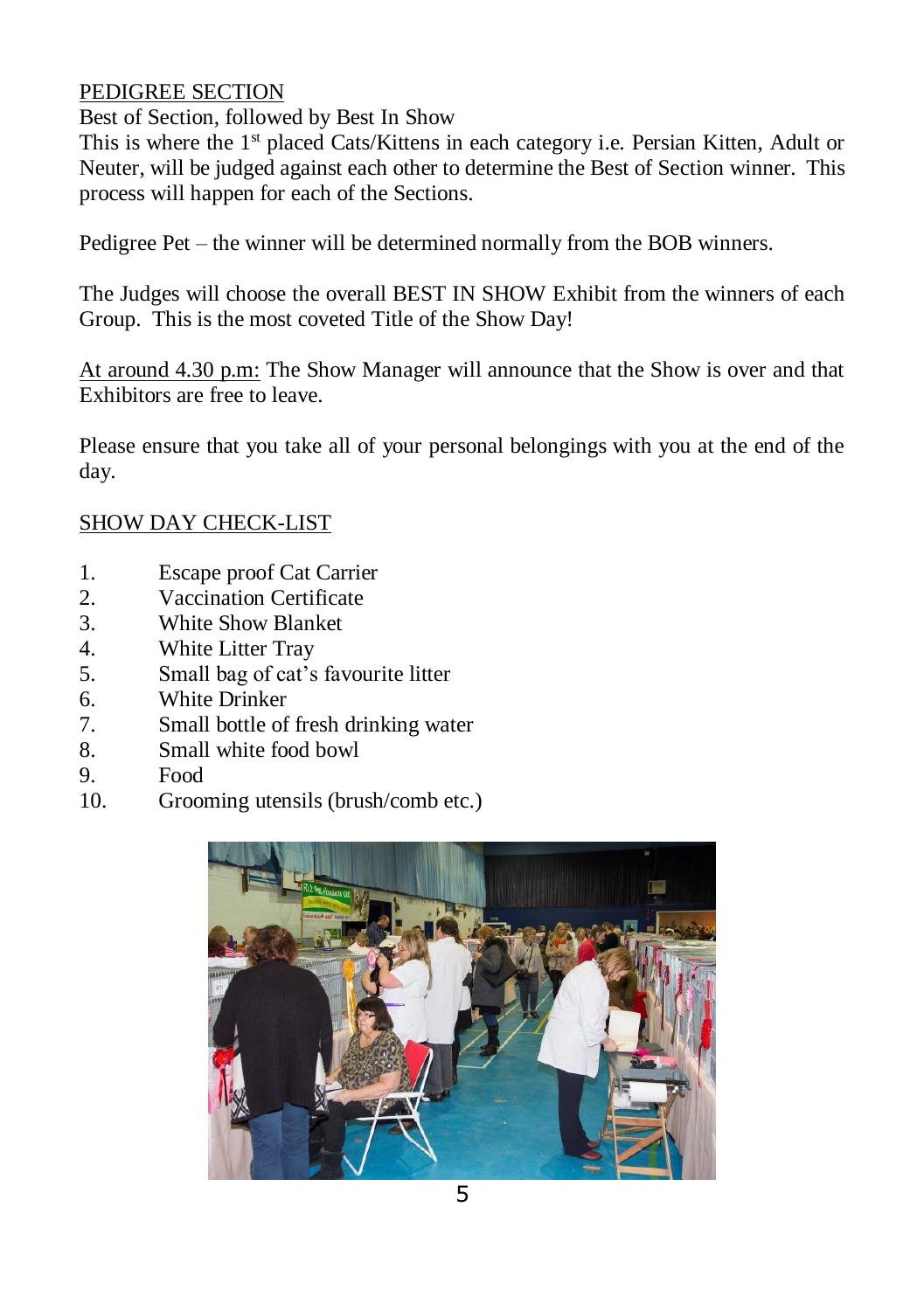## PEDIGREE SECTION

Best of Section, followed by Best In Show

This is where the 1st placed Cats/Kittens in each category i.e. Persian Kitten, Adult or Neuter, will be judged against each other to determine the Best of Section winner. This process will happen for each of the Sections.

Pedigree Pet – the winner will be determined normally from the BOB winners.

The Judges will choose the overall BEST IN SHOW Exhibit from the winners of each Group. This is the most coveted Title of the Show Day!

At around 4.30 p.m: The Show Manager will announce that the Show is over and that Exhibitors are free to leave.

Please ensure that you take all of your personal belongings with you at the end of the day.

## SHOW DAY CHECK-LIST

1. Escape proof Cat Carrier
2. Vaccination Certificate
3. White Show Blanket
4. White Litter Tray
5. Small bag of cat's favourite litter
6. White Drinker
7. Small bottle of fresh drinking water
8. Small white food bowl
9. Food
10. Grooming utensils (brush/comb etc.)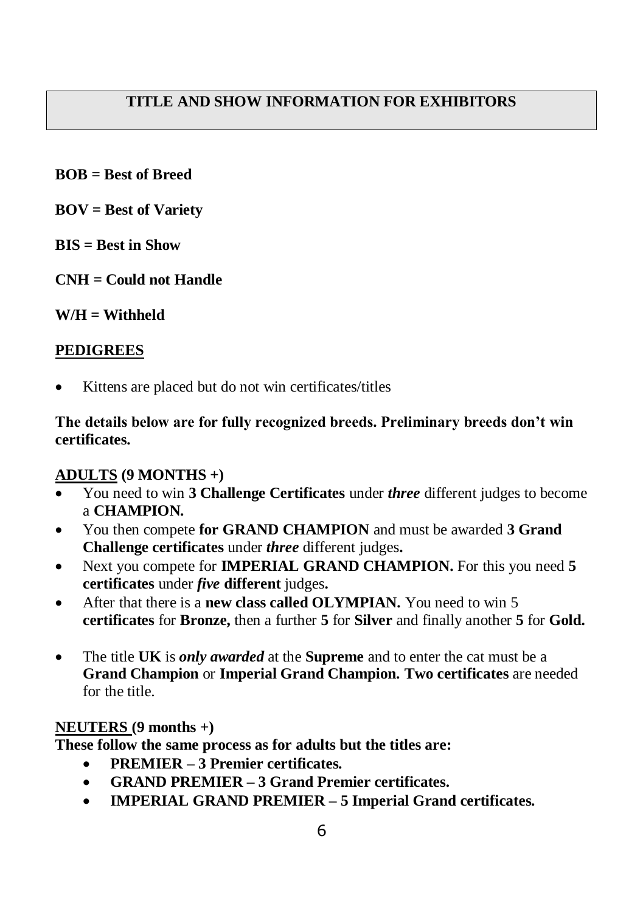## TITLE AND SHOW INFORMATION FOR EXHIBITORS

**BOB = Best of Breed**

**BOV = Best of Variety**

**BIS = Best in Show**

**CNH = Could not Handle**

**W/H = Withheld**

### PEDIGREES

- Kittens are placed but do not win certificates/titles

**The details below are for fully recognized breeds. Preliminary breeds don't win certificates.**

### ADULTS (9 MONTHS +)

- You need to win **3 Challenge Certificates** under ***three*** different judges to become a **CHAMPION.**
- You then compete **for GRAND CHAMPION** and must be awarded **3 Grand Challenge certificates** under ***three*** different judges**.**
- Next you compete for **IMPERIAL GRAND CHAMPION.** For this you need **5 certificates** under ***five*** **different** judges**.**
- After that there is a **new class called OLYMPIAN.** You need to win 5 **certificates** for **Bronze,** then a further **5** for **Silver** and finally another **5** for **Gold.**
- The title **UK** is ***only awarded*** at the **Supreme** and to enter the cat must be a **Grand Champion** or **Imperial Grand Champion. Two certificates** are needed for the title.

### NEUTERS (9 months +)

**These follow the same process as for adults but the titles are:**

- **PREMIER – 3 Premier certificates.**
- **GRAND PREMIER – 3 Grand Premier certificates.**
- **IMPERIAL GRAND PREMIER – 5 Imperial Grand certificates.**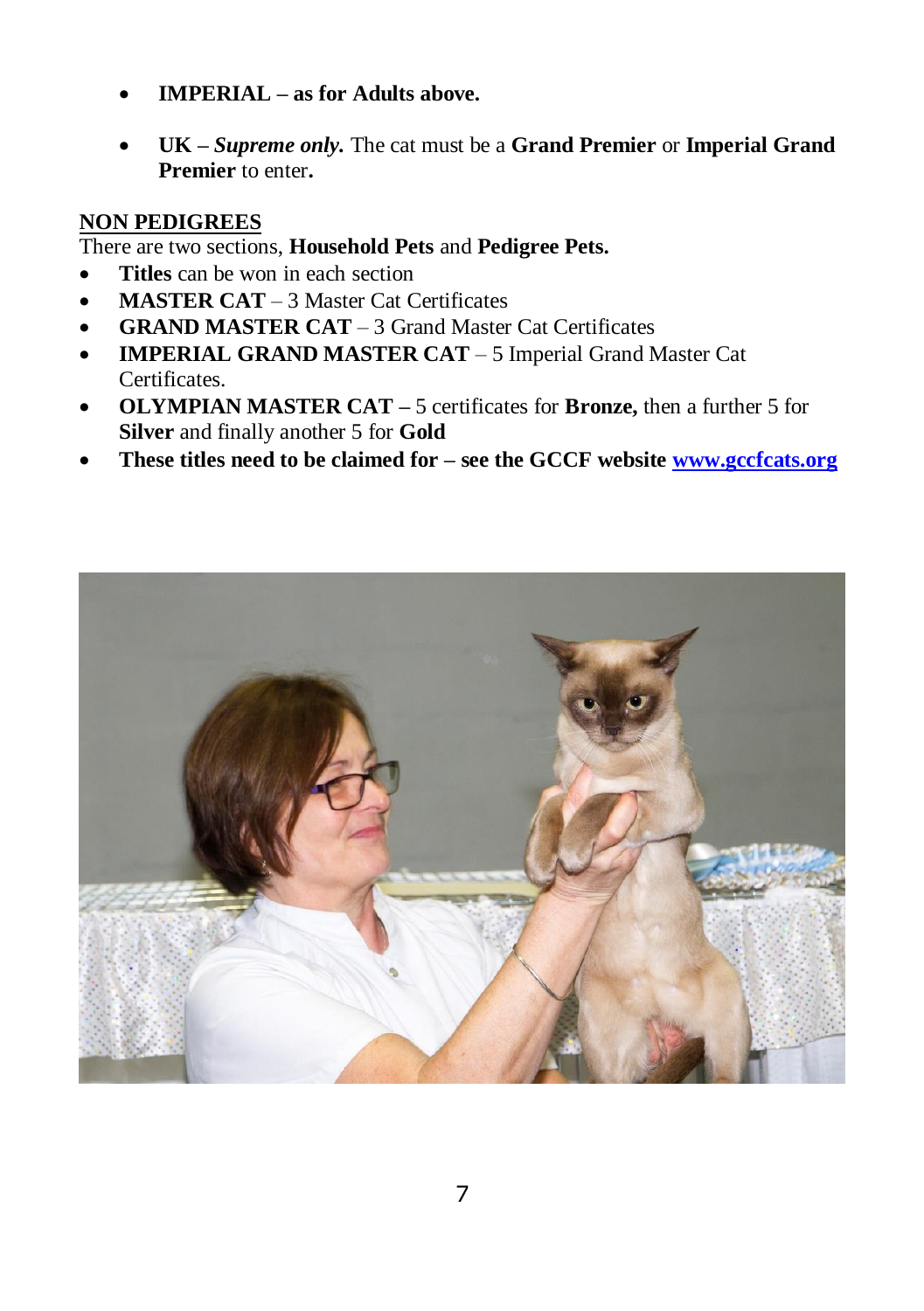- **IMPERIAL – as for Adults above.**

- **UK –** ***Supreme only.*** The cat must be a **Grand Premier** or **Imperial Grand Premier** to enter**.**

## NON PEDIGREES

There are two sections, **Household Pets** and **Pedigree Pets.**

- **Titles** can be won in each section
- **MASTER CAT** – 3 Master Cat Certificates
- **GRAND MASTER CAT** – 3 Grand Master Cat Certificates
- **IMPERIAL GRAND MASTER CAT** – 5 Imperial Grand Master Cat Certificates.
- **OLYMPIAN MASTER CAT –** 5 certificates for **Bronze,** then a further 5 for **Silver** and finally another 5 for **Gold**
- **These titles need to be claimed for – see the GCCF website [www.gccfcats.org](http://www.gccfcats.org)**